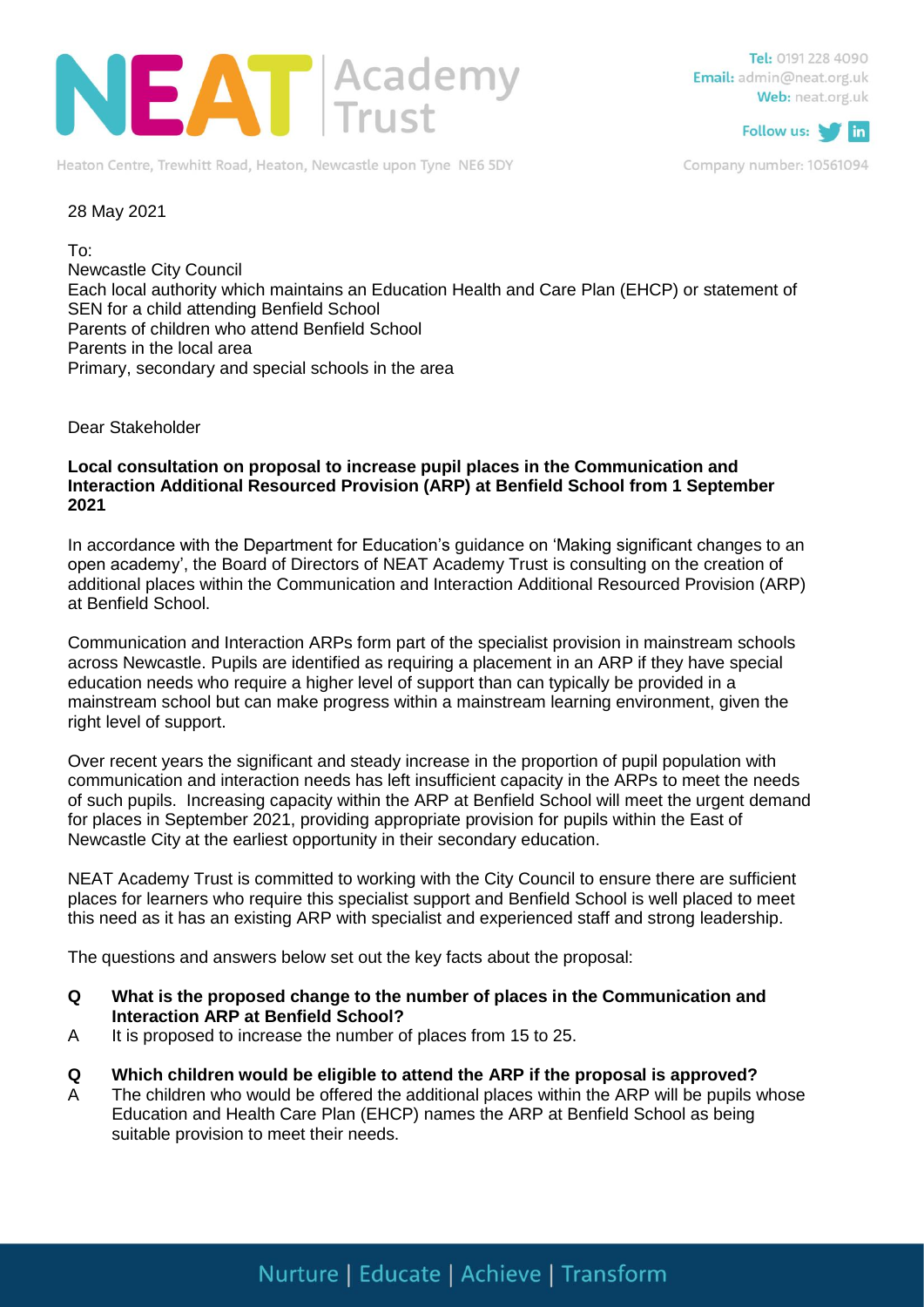NEAT Academy Trust

Tel: 0191 228 4090
Email: admin@neat.org.uk
Web: neat.org.uk

Heaton Centre, Trewhitt Road, Heaton, Newcastle upon Tyne NE6 5DY

Company number: 10561094

28 May 2021

To:
Newcastle City Council
Each local authority which maintains an Education Health and Care Plan (EHCP) or statement of SEN for a child attending Benfield School
Parents of children who attend Benfield School
Parents in the local area
Primary, secondary and special schools in the area

Dear Stakeholder

**Local consultation on proposal to increase pupil places in the Communication and Interaction Additional Resourced Provision (ARP) at Benfield School from 1 September 2021**

In accordance with the Department for Education's guidance on 'Making significant changes to an open academy', the Board of Directors of NEAT Academy Trust is consulting on the creation of additional places within the Communication and Interaction Additional Resourced Provision (ARP) at Benfield School.

Communication and Interaction ARPs form part of the specialist provision in mainstream schools across Newcastle. Pupils are identified as requiring a placement in an ARP if they have special education needs who require a higher level of support than can typically be provided in a mainstream school but can make progress within a mainstream learning environment, given the right level of support.

Over recent years the significant and steady increase in the proportion of pupil population with communication and interaction needs has left insufficient capacity in the ARPs to meet the needs of such pupils. Increasing capacity within the ARP at Benfield School will meet the urgent demand for places in September 2021, providing appropriate provision for pupils within the East of Newcastle City at the earliest opportunity in their secondary education.

NEAT Academy Trust is committed to working with the City Council to ensure there are sufficient places for learners who require this specialist support and Benfield School is well placed to meet this need as it has an existing ARP with specialist and experienced staff and strong leadership.

The questions and answers below set out the key facts about the proposal:

**Q What is the proposed change to the number of places in the Communication and Interaction ARP at Benfield School?**

A It is proposed to increase the number of places from 15 to 25.

**Q Which children would be eligible to attend the ARP if the proposal is approved?**

A The children who would be offered the additional places within the ARP will be pupils whose Education and Health Care Plan (EHCP) names the ARP at Benfield School as being suitable provision to meet their needs.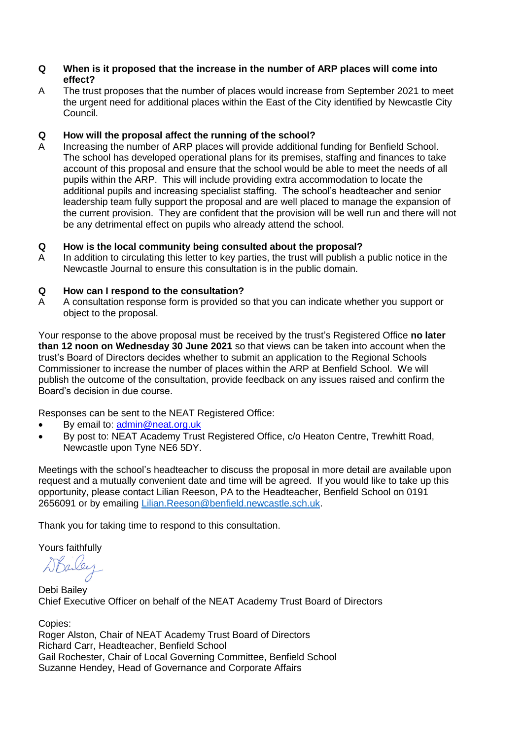**Q When is it proposed that the increase in the number of ARP places will come into effect?**

A The trust proposes that the number of places would increase from September 2021 to meet the urgent need for additional places within the East of the City identified by Newcastle City Council.

**Q How will the proposal affect the running of the school?**

A Increasing the number of ARP places will provide additional funding for Benfield School. The school has developed operational plans for its premises, staffing and finances to take account of this proposal and ensure that the school would be able to meet the needs of all pupils within the ARP. This will include providing extra accommodation to locate the additional pupils and increasing specialist staffing. The school's headteacher and senior leadership team fully support the proposal and are well placed to manage the expansion of the current provision. They are confident that the provision will be well run and there will not be any detrimental effect on pupils who already attend the school.

**Q How is the local community being consulted about the proposal?**

A In addition to circulating this letter to key parties, the trust will publish a public notice in the Newcastle Journal to ensure this consultation is in the public domain.

**Q How can I respond to the consultation?**

A A consultation response form is provided so that you can indicate whether you support or object to the proposal.

Your response to the above proposal must be received by the trust's Registered Office **no later than 12 noon on Wednesday 30 June 2021** so that views can be taken into account when the trust's Board of Directors decides whether to submit an application to the Regional Schools Commissioner to increase the number of places within the ARP at Benfield School. We will publish the outcome of the consultation, provide feedback on any issues raised and confirm the Board's decision in due course.

Responses can be sent to the NEAT Registered Office:

- By email to: admin@neat.org.uk
- By post to: NEAT Academy Trust Registered Office, c/o Heaton Centre, Trewhitt Road, Newcastle upon Tyne NE6 5DY.

Meetings with the school's headteacher to discuss the proposal in more detail are available upon request and a mutually convenient date and time will be agreed. If you would like to take up this opportunity, please contact Lilian Reeson, PA to the Headteacher, Benfield School on 0191 2656091 or by emailing Lilian.Reeson@benfield.newcastle.sch.uk.

Thank you for taking time to respond to this consultation.

Yours faithfully

D Bailey

Debi Bailey
Chief Executive Officer on behalf of the NEAT Academy Trust Board of Directors

Copies:
Roger Alston, Chair of NEAT Academy Trust Board of Directors
Richard Carr, Headteacher, Benfield School
Gail Rochester, Chair of Local Governing Committee, Benfield School
Suzanne Hendey, Head of Governance and Corporate Affairs